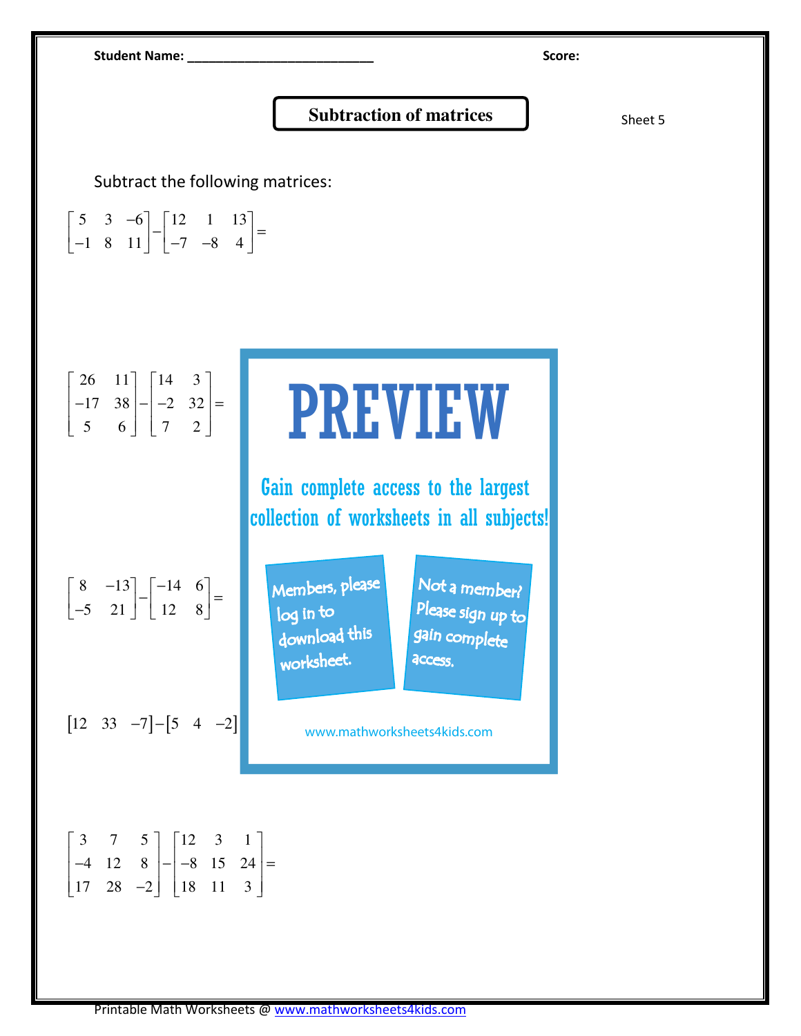Student Name: ___________________________ Score:

# Subtraction of matrices

Sheet 5

Subtract the following matrices:

$$\begin{bmatrix} 5 & 3 & -6 \\ -1 & 8 & 11 \end{bmatrix} - \begin{bmatrix} 12 & 1 & 13 \\ -7 & -8 & 4 \end{bmatrix} =$$

$$\begin{bmatrix} 26 & 11 \\ -17 & 38 \\ 5 & 6 \end{bmatrix} - \begin{bmatrix} 14 & 3 \\ -2 & 32 \\ 7 & 2 \end{bmatrix} =$$

PREVIEW

Gain complete access to the largest collection of worksheets in all subjects!

Members, please log in to download this worksheet.

Not a member? Please sign up to gain complete access.

www.mathworksheets4kids.com

$$\begin{bmatrix} 8 & -13 \\ -5 & 21 \end{bmatrix} - \begin{bmatrix} -14 & 6 \\ 12 & 8 \end{bmatrix} =$$

$$\begin{bmatrix} 12 & 33 & -7 \end{bmatrix} - \begin{bmatrix} 5 & 4 & -2 \end{bmatrix}$$

$$\begin{bmatrix} 3 & 7 & 5 \\ -4 & 12 & 8 \\ 17 & 28 & -2 \end{bmatrix} - \begin{bmatrix} 12 & 3 & 1 \\ -8 & 15 & 24 \\ 18 & 11 & 3 \end{bmatrix} =$$

Printable Math Worksheets @ www.mathworksheets4kids.com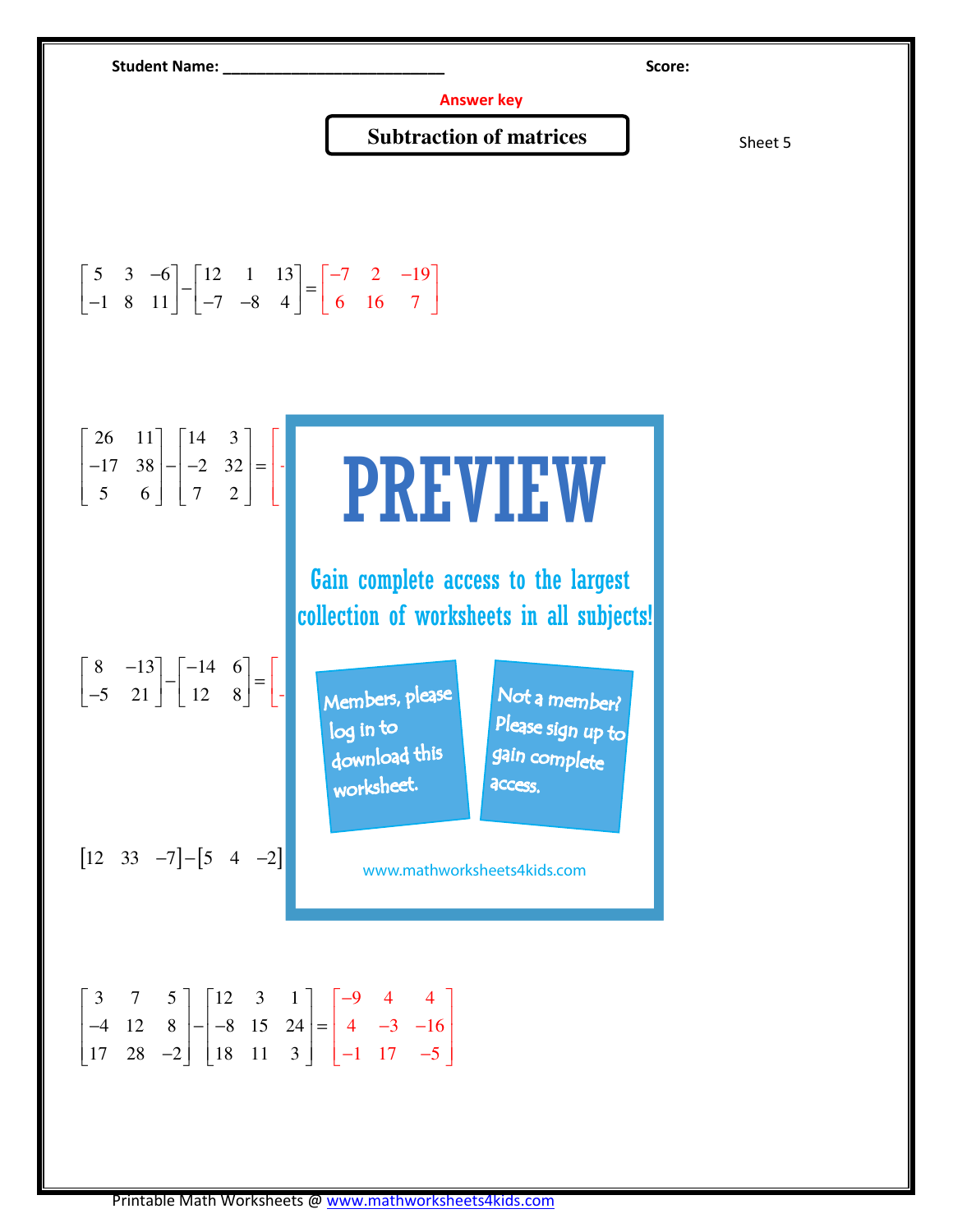**Student Name:** ___________________________ **Score:**

Answer key

# Subtraction of matrices

Sheet 5

$$\begin{bmatrix} 5 & 3 & -6 \\ -1 & 8 & 11 \end{bmatrix} - \begin{bmatrix} 12 & 1 & 13 \\ -7 & -8 & 4 \end{bmatrix} = \begin{bmatrix} -7 & 2 & -19 \\ 6 & 16 & 7 \end{bmatrix}$$

$$\begin{bmatrix} 26 & 11 \\ -17 & 38 \\ 5 & 6 \end{bmatrix} - \begin{bmatrix} 14 & 3 \\ -2 & 32 \\ 7 & 2 \end{bmatrix} =$$

$$\begin{bmatrix} 8 & -13 \\ -5 & 21 \end{bmatrix} - \begin{bmatrix} -14 & 6 \\ 12 & 8 \end{bmatrix} =$$

$$\begin{bmatrix} 12 & 33 & -7 \end{bmatrix} - \begin{bmatrix} 5 & 4 & -2 \end{bmatrix}$$

PREVIEW

Gain complete access to the largest collection of worksheets in all subjects!

Members, please log in to download this worksheet.

Not a member? Please sign up to gain complete access.

www.mathworksheets4kids.com

$$\begin{bmatrix} 3 & 7 & 5 \\ -4 & 12 & 8 \\ 17 & 28 & -2 \end{bmatrix} - \begin{bmatrix} 12 & 3 & 1 \\ -8 & 15 & 24 \\ 18 & 11 & 3 \end{bmatrix} = \begin{bmatrix} -9 & 4 & 4 \\ 4 & -3 & -16 \\ -1 & 17 & -5 \end{bmatrix}$$

Printable Math Worksheets @ www.mathworksheets4kids.com